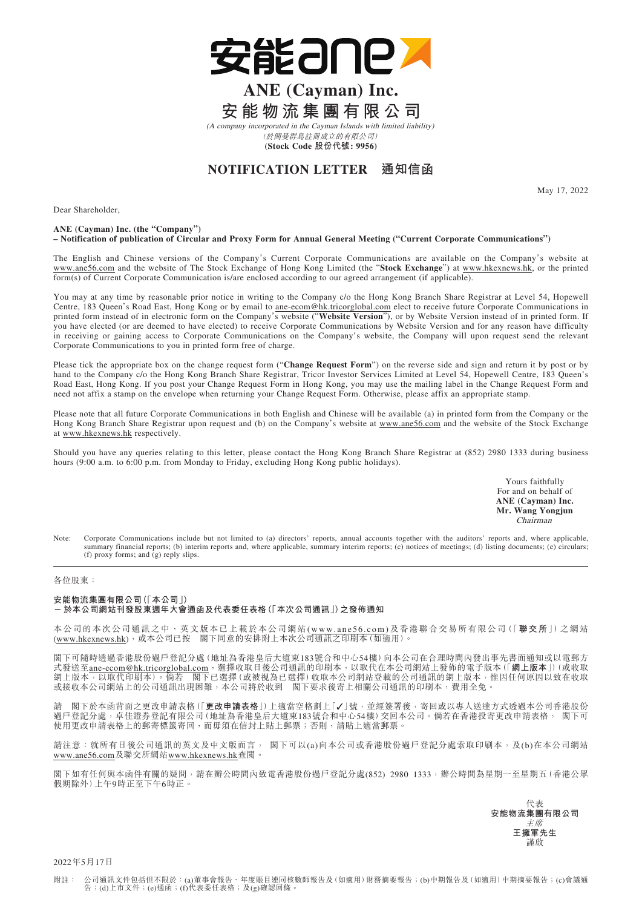# ANE (Cayman) Inc.
# 安能物流集團有限公司

*(A company incorporated in the Cayman Islands with limited liability)*
*(於開曼群島註冊成立的有限公司)*
**(Stock Code 股份代號: 9956)**

## NOTIFICATION LETTER 通知信函

May 17, 2022

Dear Shareholder,

**ANE (Cayman) Inc. (the "Company")**
**– Notification of publication of Circular and Proxy Form for Annual General Meeting ("Current Corporate Communications")**

The English and Chinese versions of the Company's Current Corporate Communications are available on the Company's website at www.ane56.com and the website of The Stock Exchange of Hong Kong Limited (the "**Stock Exchange**") at www.hkexnews.hk, or the printed form(s) of Current Corporate Communication is/are enclosed according to our agreed arrangement (if applicable).

You may at any time by reasonable prior notice in writing to the Company c/o the Hong Kong Branch Share Registrar at Level 54, Hopewell Centre, 183 Queen's Road East, Hong Kong or by email to ane-ecom@hk.tricorglobal.com elect to receive future Corporate Communications in printed form instead of in electronic form on the Company's website ("**Website Version**"), or by Website Version instead of in printed form. If you have elected (or are deemed to have elected) to receive Corporate Communications by Website Version and for any reason have difficulty in receiving or gaining access to Corporate Communications on the Company's website, the Company will upon request send the relevant Corporate Communications to you in printed form free of charge.

Please tick the appropriate box on the change request form ("**Change Request Form**") on the reverse side and sign and return it by post or by hand to the Company c/o the Hong Kong Branch Share Registrar, Tricor Investor Services Limited at Level 54, Hopewell Centre, 183 Queen's Road East, Hong Kong. If you post your Change Request Form in Hong Kong, you may use the mailing label in the Change Request Form and need not affix a stamp on the envelope when returning your Change Request Form. Otherwise, please affix an appropriate stamp.

Please note that all future Corporate Communications in both English and Chinese will be available (a) in printed form from the Company or the Hong Kong Branch Share Registrar upon request and (b) on the Company's website at www.ane56.com and the website of the Stock Exchange at www.hkexnews.hk respectively.

Should you have any queries relating to this letter, please contact the Hong Kong Branch Share Registrar at (852) 2980 1333 during business hours (9:00 a.m. to 6:00 p.m. from Monday to Friday, excluding Hong Kong public holidays).

Yours faithfully
For and on behalf of
**ANE (Cayman) Inc.**
**Mr. Wang Yongjun**
*Chairman*

Note: Corporate Communications include but not limited to (a) directors' reports, annual accounts together with the auditors' reports and, where applicable, summary financial reports; (b) interim reports and, where applicable, summary interim reports; (c) notices of meetings; (d) listing documents; (e) circulars; (f) proxy forms; and (g) reply slips.

---

各位股東：

**安能物流集團有限公司(「本公司」)**
**－於本公司網站刊發股東週年大會通函及代表委任表格(「本次公司通訊」)之發佈通知**

本公司的本次公司通訊之中、英文版本已上載於本公司網站(www.ane56.com)及香港聯合交易所有限公司(「**聯交所**」)之網站(www.hkexnews.hk)，或本公司已按 閣下同意的安排附上本次公司通訊之印刷本(如適用)。

閣下可隨時透過香港股份過戶登記分處(地址為香港皇后大道東183號合和中心54樓)向本公司在合理時間內發出事先書面通知或以電郵方式發送至ane-ecom@hk.tricorglobal.com，選擇收取日後公司通訊的印刷本，以取代在本公司網站上發佈的電子版本(「**網上版本**」)(或收取網上版本，以取代印刷本)。倘若 閣下已選擇(或被視為已選擇)收取本公司網站登載的公司通訊的網上版本，惟因任何原因以致在收取或接收本公司網站上的公司通訊出現困難，本公司將於收到 閣下要求後寄上相關公司通訊的印刷本，費用全免。

請 閣下於本函背面之更改申請表格(「**更改申請表格**」)上適當空格劃上「✓」號，並經簽署後，寄回或以專人送達方式透過本公司香港股份過戶登記分處，卓佳證券登記有限公司(地址為香港皇后大道東183號合和中心54樓)交回本公司。倘若在香港投寄更改申請表格， 閣下可使用更改申請表格上的郵寄標籤寄回，而毋須在信封上貼上郵票；否則，請貼上適當郵票。

請注意：就所有日後公司通訊的英文及中文版而言， 閣下可以(a)向本公司或香港股份過戶登記分處索取印刷本，及(b)在本公司網站www.ane56.com及聯交所網站www.hkexnews.hk查閱。

閣下如有任何與本函件有關的疑問，請在辦公時間內致電香港股份過戶登記分處(852) 2980 1333，辦公時間為星期一至星期五(香港公眾假期除外)上午9時正至下午6時正。

代表
**安能物流集團有限公司**
*主席*
**王擁軍先生**
謹啟

2022年5月17日

附註： 公司通訊文件包括但不限於：(a)董事會報告、年度賬目連同核數師報告及(如適用)財務摘要報告；(b)中期報告及(如適用)中期摘要報告；(c)會議通告；(d)上市文件；(e)通函；(f)代表委任表格；及(g)確認回條。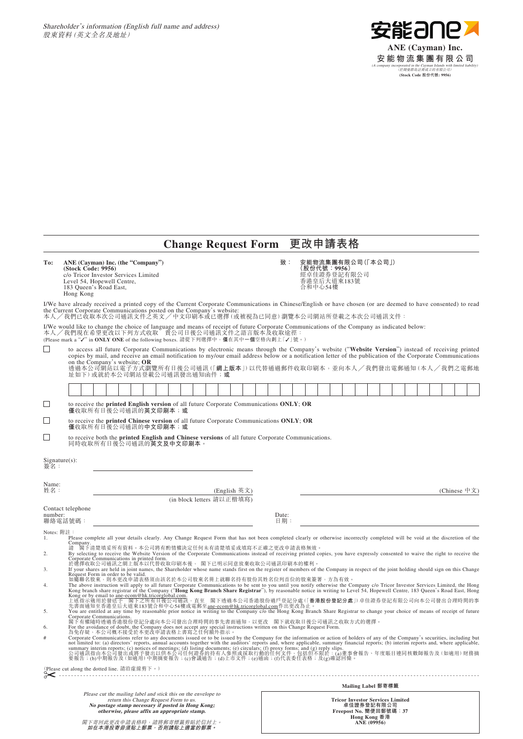*Shareholder's information (English full name and address)*
*股東資料（英文全名及地址）*

**安能ane**
**ANE (Cayman) Inc.**
**安能物流集團有限公司**
*(A company incorporated in the Cayman Islands with limited liability)*
*（於開曼群島註冊成立的有限公司）*
**(Stock Code 股份代號: 9956)**

# Change Request Form 更改申請表格

**To:** **ANE (Cayman) Inc. (the "Company")**
**(Stock Code: 9956)**
c/o Tricor Investor Services Limited
Level 54, Hopewell Centre,
183 Queen's Road East,
Hong Kong

**致：** **安能物流集團有限公司（「本公司」）**
**（股份代號：9956）**
經卓佳證券登記有限公司
香港皇后大道東183號
合和中心54樓

I/We have already received a printed copy of the Current Corporate Communications in Chinese/English or have chosen (or are deemed to have consented) to read the Current Corporate Communications posted on the Company's website:
本人／我們已收取本次公司通訊文件之英文／中文印刷本或已選擇（或被視為已同意）瀏覽本公司網站所登載之本次公司通訊文件：

I/We would like to change the choice of language and means of receipt of future Corporate Communications of the Company as indicated below:
本人／我們現在希望更改以下列方式收取　貴公司日後公司通訊文件之語言版本及收取途徑：
(Please mark a "✓" in **ONLY ONE** of the following boxes. 請從下列選擇中，**僅**在其中**一個**空格內劃上「✓」號。)

☐ to access all future Corporate Communications by electronic means through the Company's website ("**Website Version**") instead of receiving printed copies by mail, and receive an email notification to my/our email address below or a notification letter of the publication of the Corporate Communications on the Company's website; **OR**
透過本公司網站以電子方式瀏覽所有日後公司通訊（「**網上版本**」）以代替通過郵件收取印刷本，並向本人／我們發出電郵通知（本人／我們之電郵地址如下）或就於本公司網站登載公司通訊發出通知函件；**或**

| | | | | | | | | | | | | | | | | | | | | | | | | | | | | | | | | | |
|---|---|---|---|---|---|---|---|---|---|---|---|---|---|---|---|---|---|---|---|---|---|---|---|---|---|---|---|---|---|---|---|---|---|

☐ to receive the **printed English version** of all future Corporate Communications **ONLY**; **OR**
**僅**收取所有日後公司通訊的**英文印刷本**；**或**

☐ to receive the **printed Chinese version** of all future Corporate Communications **ONLY**; **OR**
**僅**收取所有日後公司通訊的**中文印刷本**；**或**

☐ to receive both the **printed English and Chinese versions** of all future Corporate Communications.
同時收取所有日後公司通訊的**英文及中文印刷本**。

Signature(s):
簽名：______________________

Name:
姓名：______________________ (English 英文) ______________________ (Chinese 中文)
(in block letters 請以正楷填寫)

Contact telephone number:
聯絡電話號碼：______________________ Date:
日期：______________________

Notes: 附註：

1. Please complete all your details clearly. Any Change Request Form that has not been completed clearly or otherwise incorrectly completed will be void at the discretion of the Company.
請　閣下清楚填妥所有資料。本公司將有酌情權決定任何未有清楚填妥或填寫不正確之更改申請表格無效。
2. By selecting to receive the Website Version of the Corporate Communications instead of receiving printed copies, you have expressly consented to waive the right to receive the Corporate Communications in printed form.
於選擇收取公司通訊之網上版本以代替收取印刷本後，　閣下已明示同意放棄收取公司通訊印刷本的權利。
3. If your shares are held in joint names, the Shareholder whose name stands first on the register of members of the Company in respect of the joint holding should sign on this Change Request Form in order to be valid.
如屬聯名股東，則本更改申請表格須由該名於本公司股東名冊上就聯名持有股份其姓名位列首位的股東簽署，方為有效。
4. The above instruction will apply to all future Corporate Communications to be sent to you until you notify otherwise the Company c/o Tricor Investor Services Limited, the Hong Kong branch share registrar of the Company ("**Hong Kong Branch Share Registrar**"), by reasonable notice in writing to Level 54, Hopewell Centre, 183 Queen's Road East, Hong Kong or by email to ane-ecom@hk.tricorglobal.com.
上述指示適用於發送予　閣下之所有日後公司通訊，直至　閣下透過本公司香港股份過戶登記分處（「**香港股份登記分處**」）卓佳證券登記有限公司向本公司發出合理時間的事先書面通知至香港皇后大道東183號合和中心54樓或電郵至ane-ecom@hk.tricorglobal.com作出更改為止。
5. You are entitled at any time by reasonable prior notice in writing to the Company c/o the Hong Kong Branch Share Registrar to change your choice of means of receipt of future Corporate Communications.
閣下有權隨時透過香港股份登記分處向本公司發出合理時間的事先書面通知，以更改　閣下就收取日後公司通訊之收取方式的選擇。
6. For the avoidance of doubt, the Company does not accept any special instructions written on this Change Request Form.
為免存疑，本公司概不接受於本更改申請表格上書寫之任何額外指示。

\# Corporate Communications refer to any documents issued or to be issued by the Company for the information or action of holders of any of the Company's securities, including but not limited to: (a) directors' reports, annual accounts together with the auditors' reports and, where applicable, summary financial reports; (b) interim reports and, where applicable, summary interim reports; (c) notices of meetings; (d) listing documents; (e) circulars; (f) proxy forms; and (g) reply slips.
公司通訊指由本公司發出或將予發出以供本公司任何證券的持有人參照或採取行動的任何文件，包括但不限於：(a)董事會報告、年度賬目連同核數師報告及（如適用）財務摘要報告；(b)中期報告及（如適用）中期摘要報告；(c)會議通告；(d)上市文件；(e)通函；(f)代表委任表格；及(g)確認回條。

(Please cut along the dotted line. 請沿虛線剪下。)

---

*Please cut the mailing label and stick this on the envelope to return this Change Request Form to us.*
***No postage stamp necessary if posted in Hong Kong; otherwise, please affix an appropriate stamp.***

*閣下寄回此更改申請表格時，請將郵寄標籤剪貼於信封上。*
***如在本港投寄毋須貼上郵票，否則請貼上適當的郵票。***

**Mailing Label 郵寄標籤**

**Tricor Investor Services Limited**
**卓佳證券登記有限公司**
**Freepost No. 簡便回郵號碼：37**
**Hong Kong 香港**
**ANE (09956)**